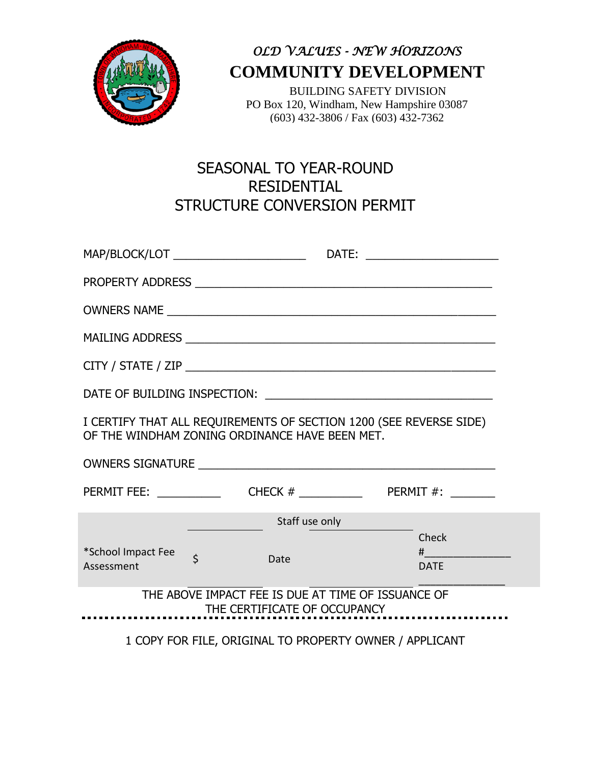*OLD VALUES - NEW HORIZONS*

# COMMUNITY DEVELOPMENT

BUILDING SAFETY DIVISION
PO Box 120, Windham, New Hampshire 03087
(603) 432-3806 / Fax (603) 432-7362

## SEASONAL TO YEAR-ROUND RESIDENTIAL STRUCTURE CONVERSION PERMIT

MAP/BLOCK/LOT ____________________ DATE: ____________________

PROPERTY ADDRESS ______________________________________________

OWNERS NAME ___________________________________________________

MAILING ADDRESS ________________________________________________

CITY / STATE / ZIP ______________________________________________

DATE OF BUILDING INSPECTION: ___________________________________

I CERTIFY THAT ALL REQUIREMENTS OF SECTION 1200 (SEE REVERSE SIDE) OF THE WINDHAM ZONING ORDINANCE HAVE BEEN MET.

OWNERS SIGNATURE ______________________________________________

PERMIT FEE: __________ CHECK # __________ PERMIT #: _______

Staff use only

| *School Impact Fee Assessment | $ __________ | Date __________ | Check #______________ DATE ______________ |
|---|---|---|---|

THE ABOVE IMPACT FEE IS DUE AT TIME OF ISSUANCE OF THE CERTIFICATE OF OCCUPANCY

1 COPY FOR FILE, ORIGINAL TO PROPERTY OWNER / APPLICANT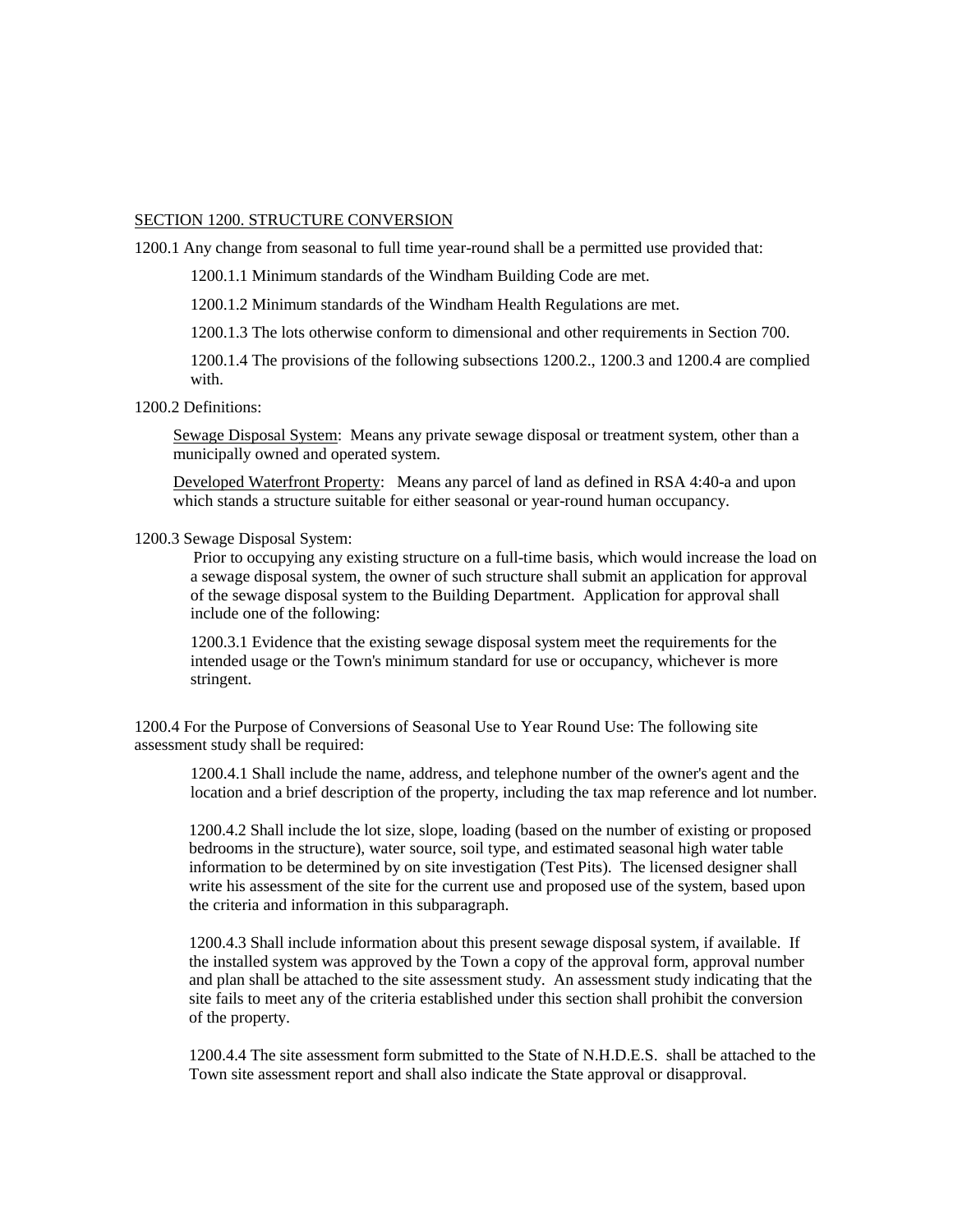## SECTION 1200. STRUCTURE CONVERSION

1200.1 Any change from seasonal to full time year-round shall be a permitted use provided that:

1200.1.1 Minimum standards of the Windham Building Code are met.

1200.1.2 Minimum standards of the Windham Health Regulations are met.

1200.1.3 The lots otherwise conform to dimensional and other requirements in Section 700.

1200.1.4 The provisions of the following subsections 1200.2., 1200.3 and 1200.4 are complied with.

1200.2 Definitions:

Sewage Disposal System: Means any private sewage disposal or treatment system, other than a municipally owned and operated system.

Developed Waterfront Property: Means any parcel of land as defined in RSA 4:40-a and upon which stands a structure suitable for either seasonal or year-round human occupancy.

1200.3 Sewage Disposal System:

Prior to occupying any existing structure on a full-time basis, which would increase the load on a sewage disposal system, the owner of such structure shall submit an application for approval of the sewage disposal system to the Building Department. Application for approval shall include one of the following:

1200.3.1 Evidence that the existing sewage disposal system meet the requirements for the intended usage or the Town's minimum standard for use or occupancy, whichever is more stringent.

1200.4 For the Purpose of Conversions of Seasonal Use to Year Round Use: The following site assessment study shall be required:

1200.4.1 Shall include the name, address, and telephone number of the owner's agent and the location and a brief description of the property, including the tax map reference and lot number.

1200.4.2 Shall include the lot size, slope, loading (based on the number of existing or proposed bedrooms in the structure), water source, soil type, and estimated seasonal high water table information to be determined by on site investigation (Test Pits). The licensed designer shall write his assessment of the site for the current use and proposed use of the system, based upon the criteria and information in this subparagraph.

1200.4.3 Shall include information about this present sewage disposal system, if available. If the installed system was approved by the Town a copy of the approval form, approval number and plan shall be attached to the site assessment study. An assessment study indicating that the site fails to meet any of the criteria established under this section shall prohibit the conversion of the property.

1200.4.4 The site assessment form submitted to the State of N.H.D.E.S. shall be attached to the Town site assessment report and shall also indicate the State approval or disapproval.